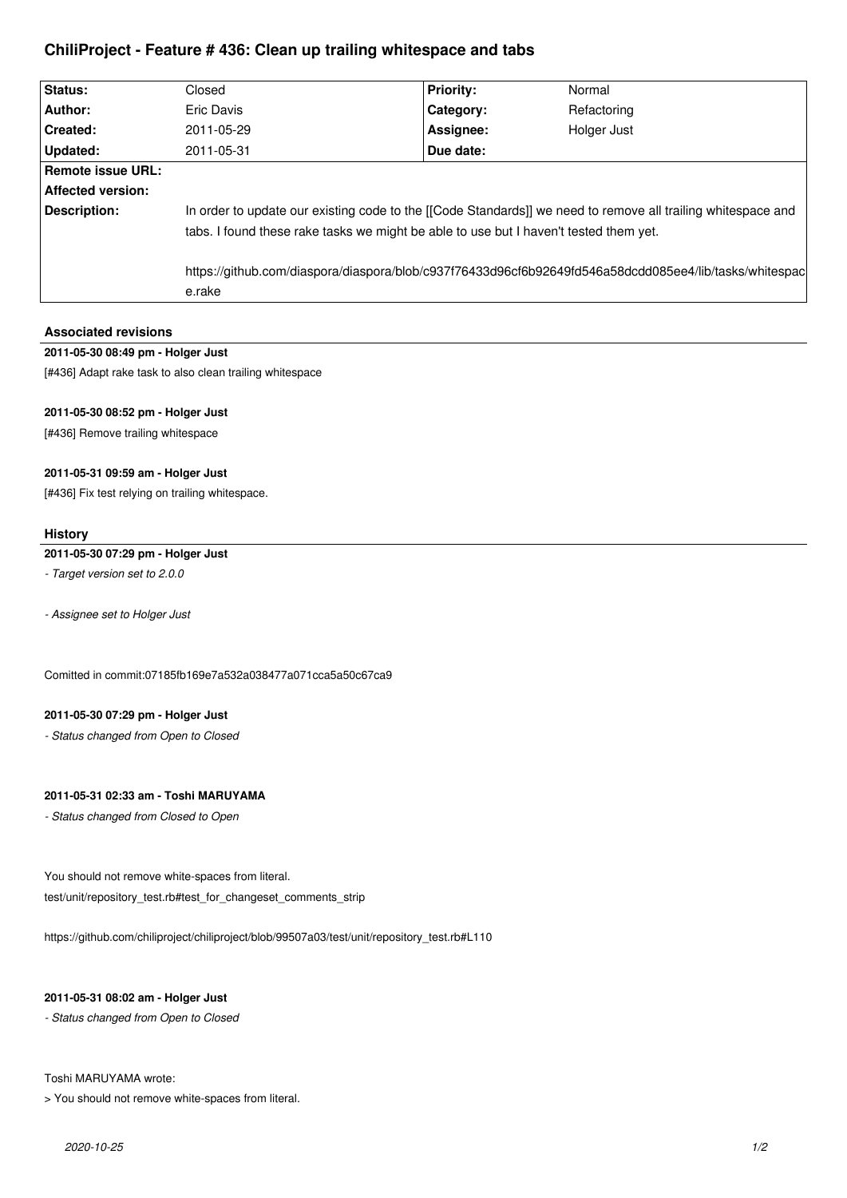# ChiliProject - Feature # 436: Clean up trailing whitespace and tabs

| Status: | Closed | Priority: | Normal |
|---|---|---|---|
| Author: | Eric Davis | Category: | Refactoring |
| Created: | 2011-05-29 | Assignee: | Holger Just |
| Updated: | 2011-05-31 | Due date: | |
| Remote issue URL: | | | |
| Affected version: | | | |
| Description: | In order to update our existing code to the [[Code Standards]] we need to remove all trailing whitespace and tabs. I found these rake tasks we might be able to use but I haven't tested them yet.<br><br>https://github.com/diaspora/diaspora/blob/c937f76433d96cf6b92649fd546a58dcdd085ee4/lib/tasks/whitespace.rake | | |

## Associated revisions

**2011-05-30 08:49 pm - Holger Just**

[#436] Adapt rake task to also clean trailing whitespace

**2011-05-30 08:52 pm - Holger Just**

[#436] Remove trailing whitespace

**2011-05-31 09:59 am - Holger Just**

[#436] Fix test relying on trailing whitespace.

## History

**2011-05-30 07:29 pm - Holger Just**

*- Target version set to 2.0.0*

*- Assignee set to Holger Just*

Comitted in commit:07185fb169e7a532a038477a071cca5a50c67ca9

**2011-05-30 07:29 pm - Holger Just**

*- Status changed from Open to Closed*

**2011-05-31 02:33 am - Toshi MARUYAMA**

*- Status changed from Closed to Open*

You should not remove white-spaces from literal.
test/unit/repository_test.rb#test_for_changeset_comments_strip

https://github.com/chiliproject/chiliproject/blob/99507a03/test/unit/repository_test.rb#L110

**2011-05-31 08:02 am - Holger Just**

*- Status changed from Open to Closed*

Toshi MARUYAMA wrote:

> You should not remove white-spaces from literal.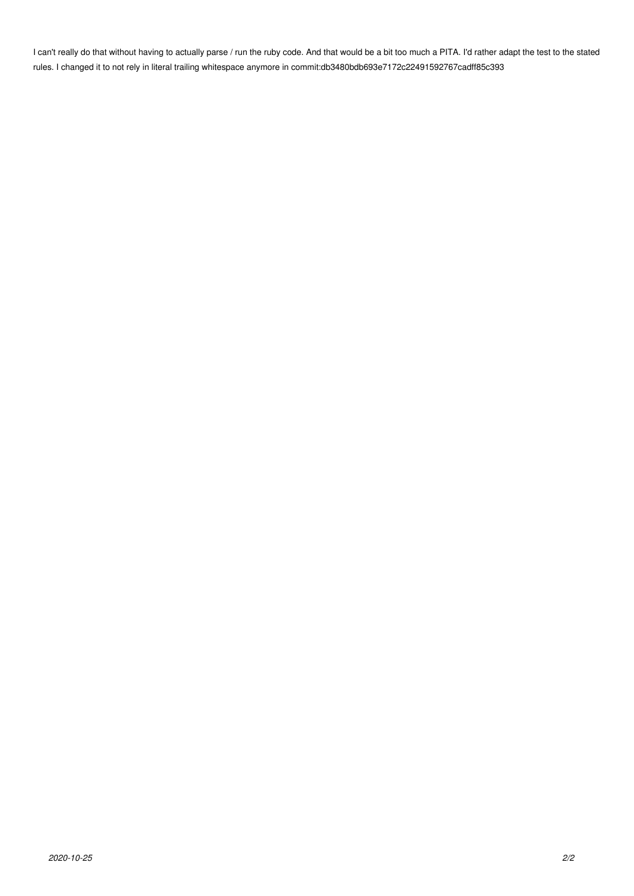I can't really do that without having to actually parse / run the ruby code. And that would be a bit too much a PITA. I'd rather adapt the test to the stated rules. I changed it to not rely in literal trailing whitespace anymore in commit:db3480bdb693e7172c22491592767cadff85c393